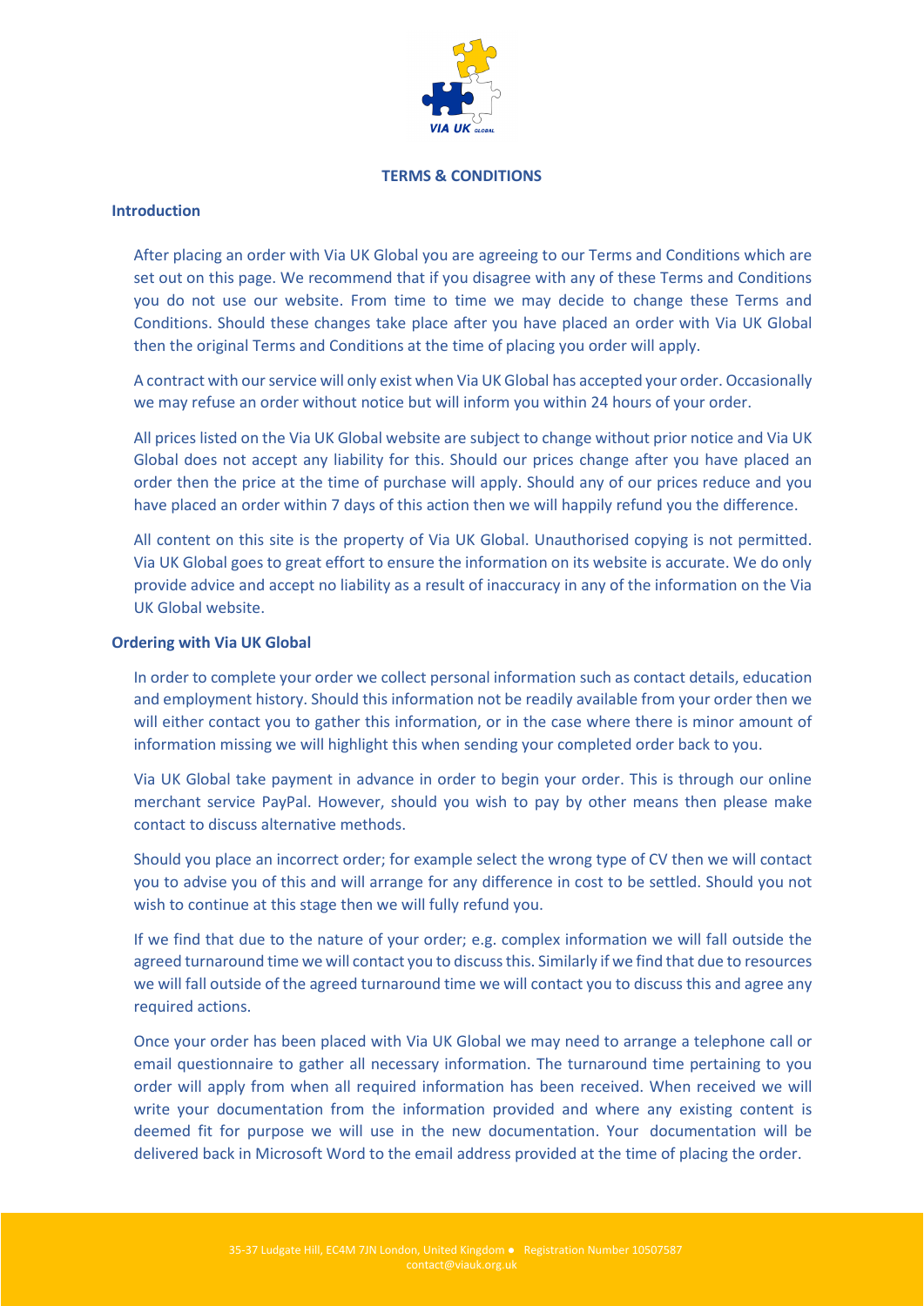# TERMS & CONDITIONS

## Introduction

After placing an order with Via UK Global you are agreeing to our Terms and Conditions which are set out on this page. We recommend that if you disagree with any of these Terms and Conditions you do not use our website. From time to time we may decide to change these Terms and Conditions. Should these changes take place after you have placed an order with Via UK Global then the original Terms and Conditions at the time of placing you order will apply.

A contract with our service will only exist when Via UK Global has accepted your order. Occasionally we may refuse an order without notice but will inform you within 24 hours of your order.

All prices listed on the Via UK Global website are subject to change without prior notice and Via UK Global does not accept any liability for this. Should our prices change after you have placed an order then the price at the time of purchase will apply. Should any of our prices reduce and you have placed an order within 7 days of this action then we will happily refund you the difference.

All content on this site is the property of Via UK Global. Unauthorised copying is not permitted. Via UK Global goes to great effort to ensure the information on its website is accurate. We do only provide advice and accept no liability as a result of inaccuracy in any of the information on the Via UK Global website.

## Ordering with Via UK Global

In order to complete your order we collect personal information such as contact details, education and employment history. Should this information not be readily available from your order then we will either contact you to gather this information, or in the case where there is minor amount of information missing we will highlight this when sending your completed order back to you.

Via UK Global take payment in advance in order to begin your order. This is through our online merchant service PayPal. However, should you wish to pay by other means then please make contact to discuss alternative methods.

Should you place an incorrect order; for example select the wrong type of CV then we will contact you to advise you of this and will arrange for any difference in cost to be settled. Should you not wish to continue at this stage then we will fully refund you.

If we find that due to the nature of your order; e.g. complex information we will fall outside the agreed turnaround time we will contact you to discuss this. Similarly if we find that due to resources we will fall outside of the agreed turnaround time we will contact you to discuss this and agree any required actions.

Once your order has been placed with Via UK Global we may need to arrange a telephone call or email questionnaire to gather all necessary information. The turnaround time pertaining to you order will apply from when all required information has been received. When received we will write your documentation from the information provided and where any existing content is deemed fit for purpose we will use in the new documentation. Your documentation will be delivered back in Microsoft Word to the email address provided at the time of placing the order.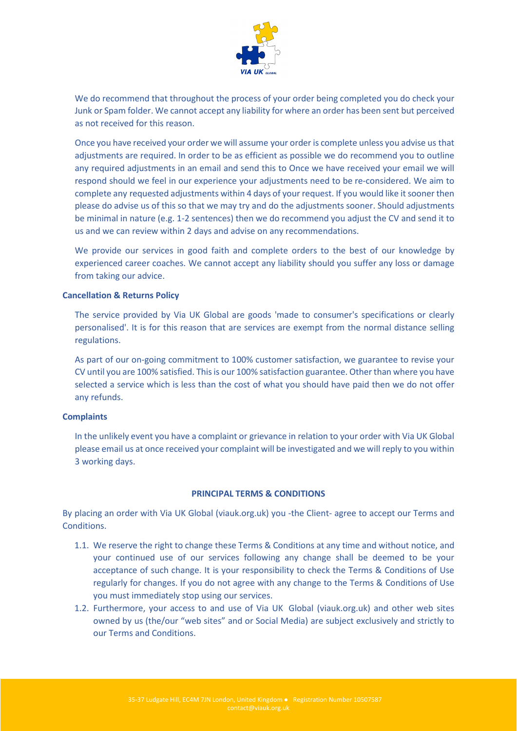We do recommend that throughout the process of your order being completed you do check your Junk or Spam folder. We cannot accept any liability for where an order has been sent but perceived as not received for this reason.

Once you have received your order we will assume your order is complete unless you advise us that adjustments are required. In order to be as efficient as possible we do recommend you to outline any required adjustments in an email and send this to Once we have received your email we will respond should we feel in our experience your adjustments need to be re-considered. We aim to complete any requested adjustments within 4 days of your request. If you would like it sooner then please do advise us of this so that we may try and do the adjustments sooner. Should adjustments be minimal in nature (e.g. 1-2 sentences) then we do recommend you adjust the CV and send it to us and we can review within 2 days and advise on any recommendations.

We provide our services in good faith and complete orders to the best of our knowledge by experienced career coaches. We cannot accept any liability should you suffer any loss or damage from taking our advice.

**Cancellation & Returns Policy**

The service provided by Via UK Global are goods 'made to consumer's specifications or clearly personalised'. It is for this reason that are services are exempt from the normal distance selling regulations.

As part of our on-going commitment to 100% customer satisfaction, we guarantee to revise your CV until you are 100% satisfied. This is our 100% satisfaction guarantee. Other than where you have selected a service which is less than the cost of what you should have paid then we do not offer any refunds.

**Complaints**

In the unlikely event you have a complaint or grievance in relation to your order with Via UK Global please email us at once received your complaint will be investigated and we will reply to you within 3 working days.

## PRINCIPAL TERMS & CONDITIONS

By placing an order with Via UK Global (viauk.org.uk) you -the Client- agree to accept our Terms and Conditions.

1.1. We reserve the right to change these Terms & Conditions at any time and without notice, and your continued use of our services following any change shall be deemed to be your acceptance of such change. It is your responsibility to check the Terms & Conditions of Use regularly for changes. If you do not agree with any change to the Terms & Conditions of Use you must immediately stop using our services.

1.2. Furthermore, your access to and use of Via UK Global (viauk.org.uk) and other web sites owned by us (the/our "web sites" and or Social Media) are subject exclusively and strictly to our Terms and Conditions.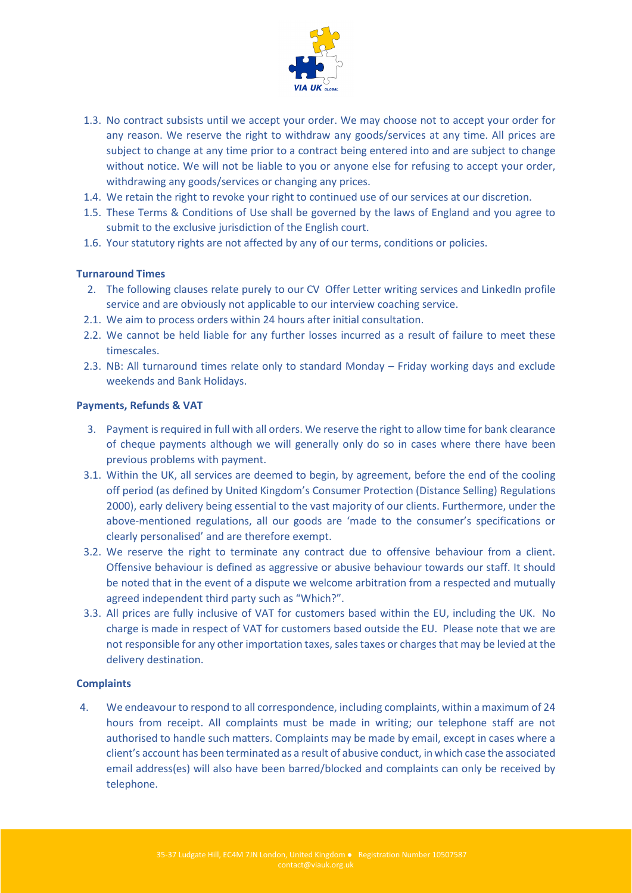1.3. No contract subsists until we accept your order. We may choose not to accept your order for any reason. We reserve the right to withdraw any goods/services at any time. All prices are subject to change at any time prior to a contract being entered into and are subject to change without notice. We will not be liable to you or anyone else for refusing to accept your order, withdrawing any goods/services or changing any prices.

1.4. We retain the right to revoke your right to continued use of our services at our discretion.

1.5. These Terms & Conditions of Use shall be governed by the laws of England and you agree to submit to the exclusive jurisdiction of the English court.

1.6. Your statutory rights are not affected by any of our terms, conditions or policies.

**Turnaround Times**

2. The following clauses relate purely to our CV  Offer Letter writing services and LinkedIn profile service and are obviously not applicable to our interview coaching service.

2.1. We aim to process orders within 24 hours after initial consultation.

2.2. We cannot be held liable for any further losses incurred as a result of failure to meet these timescales.

2.3. NB: All turnaround times relate only to standard Monday – Friday working days and exclude weekends and Bank Holidays.

**Payments, Refunds & VAT**

3. Payment is required in full with all orders. We reserve the right to allow time for bank clearance of cheque payments although we will generally only do so in cases where there have been previous problems with payment.

3.1. Within the UK, all services are deemed to begin, by agreement, before the end of the cooling off period (as defined by United Kingdom's Consumer Protection (Distance Selling) Regulations 2000), early delivery being essential to the vast majority of our clients. Furthermore, under the above-mentioned regulations, all our goods are 'made to the consumer's specifications or clearly personalised' and are therefore exempt.

3.2. We reserve the right to terminate any contract due to offensive behaviour from a client. Offensive behaviour is defined as aggressive or abusive behaviour towards our staff. It should be noted that in the event of a dispute we welcome arbitration from a respected and mutually agreed independent third party such as "Which?".

3.3. All prices are fully inclusive of VAT for customers based within the EU, including the UK.  No charge is made in respect of VAT for customers based outside the EU.  Please note that we are not responsible for any other importation taxes, sales taxes or charges that may be levied at the delivery destination.

**Complaints**

4. We endeavour to respond to all correspondence, including complaints, within a maximum of 24 hours from receipt. All complaints must be made in writing; our telephone staff are not authorised to handle such matters. Complaints may be made by email, except in cases where a client's account has been terminated as a result of abusive conduct, in which case the associated email address(es) will also have been barred/blocked and complaints can only be received by telephone.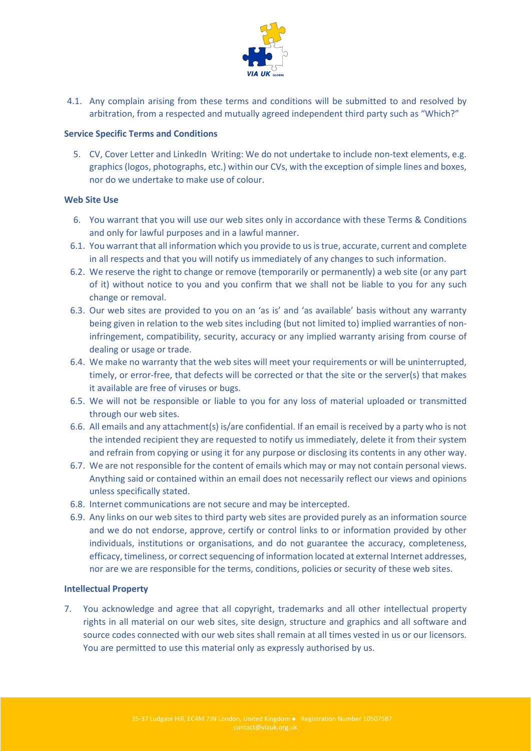4.1. Any complain arising from these terms and conditions will be submitted to and resolved by arbitration, from a respected and mutually agreed independent third party such as "Which?"

**Service Specific Terms and Conditions**

5. CV, Cover Letter and LinkedIn Writing: We do not undertake to include non-text elements, e.g. graphics (logos, photographs, etc.) within our CVs, with the exception of simple lines and boxes, nor do we undertake to make use of colour.

**Web Site Use**

6. You warrant that you will use our web sites only in accordance with these Terms & Conditions and only for lawful purposes and in a lawful manner.

6.1. You warrant that all information which you provide to us is true, accurate, current and complete in all respects and that you will notify us immediately of any changes to such information.

6.2. We reserve the right to change or remove (temporarily or permanently) a web site (or any part of it) without notice to you and you confirm that we shall not be liable to you for any such change or removal.

6.3. Our web sites are provided to you on an 'as is' and 'as available' basis without any warranty being given in relation to the web sites including (but not limited to) implied warranties of non-infringement, compatibility, security, accuracy or any implied warranty arising from course of dealing or usage or trade.

6.4. We make no warranty that the web sites will meet your requirements or will be uninterrupted, timely, or error-free, that defects will be corrected or that the site or the server(s) that makes it available are free of viruses or bugs.

6.5. We will not be responsible or liable to you for any loss of material uploaded or transmitted through our web sites.

6.6. All emails and any attachment(s) is/are confidential. If an email is received by a party who is not the intended recipient they are requested to notify us immediately, delete it from their system and refrain from copying or using it for any purpose or disclosing its contents in any other way.

6.7. We are not responsible for the content of emails which may or may not contain personal views. Anything said or contained within an email does not necessarily reflect our views and opinions unless specifically stated.

6.8. Internet communications are not secure and may be intercepted.

6.9. Any links on our web sites to third party web sites are provided purely as an information source and we do not endorse, approve, certify or control links to or information provided by other individuals, institutions or organisations, and do not guarantee the accuracy, completeness, efficacy, timeliness, or correct sequencing of information located at external Internet addresses, nor are we are responsible for the terms, conditions, policies or security of these web sites.

**Intellectual Property**

7. You acknowledge and agree that all copyright, trademarks and all other intellectual property rights in all material on our web sites, site design, structure and graphics and all software and source codes connected with our web sites shall remain at all times vested in us or our licensors. You are permitted to use this material only as expressly authorised by us.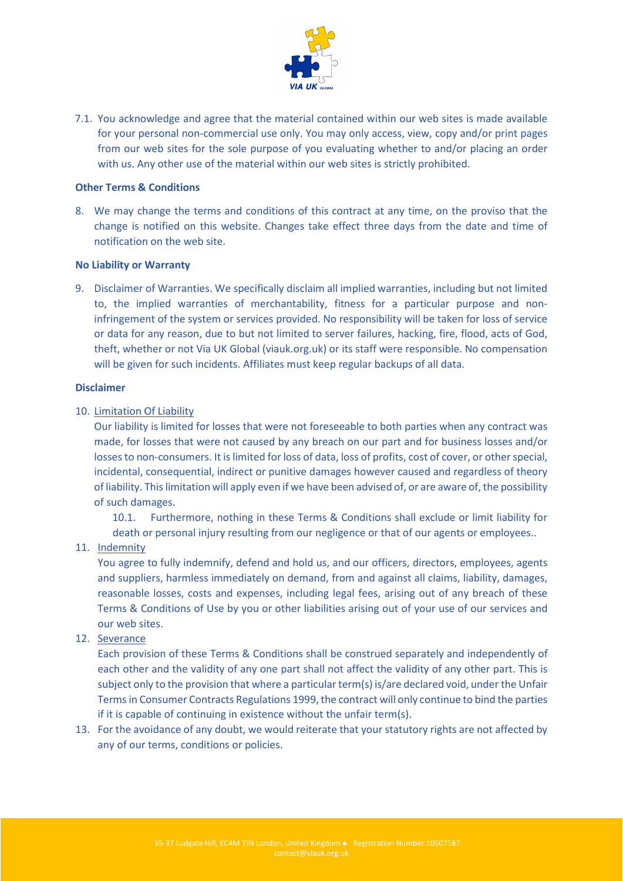7.1. You acknowledge and agree that the material contained within our web sites is made available for your personal non-commercial use only. You may only access, view, copy and/or print pages from our web sites for the sole purpose of you evaluating whether to and/or placing an order with us. Any other use of the material within our web sites is strictly prohibited.

**Other Terms & Conditions**

8. We may change the terms and conditions of this contract at any time, on the proviso that the change is notified on this website. Changes take effect three days from the date and time of notification on the web site.

**No Liability or Warranty**

9. Disclaimer of Warranties. We specifically disclaim all implied warranties, including but not limited to, the implied warranties of merchantability, fitness for a particular purpose and non-infringement of the system or services provided. No responsibility will be taken for loss of service or data for any reason, due to but not limited to server failures, hacking, fire, flood, acts of God, theft, whether or not Via UK Global (viauk.org.uk) or its staff were responsible. No compensation will be given for such incidents. Affiliates must keep regular backups of all data.

**Disclaimer**

10. Limitation Of Liability

    Our liability is limited for losses that were not foreseeable to both parties when any contract was made, for losses that were not caused by any breach on our part and for business losses and/or losses to non-consumers. It is limited for loss of data, loss of profits, cost of cover, or other special, incidental, consequential, indirect or punitive damages however caused and regardless of theory of liability. This limitation will apply even if we have been advised of, or are aware of, the possibility of such damages.

    10.1. Furthermore, nothing in these Terms & Conditions shall exclude or limit liability for death or personal injury resulting from our negligence or that of our agents or employees..

11. Indemnity

    You agree to fully indemnify, defend and hold us, and our officers, directors, employees, agents and suppliers, harmless immediately on demand, from and against all claims, liability, damages, reasonable losses, costs and expenses, including legal fees, arising out of any breach of these Terms & Conditions of Use by you or other liabilities arising out of your use of our services and our web sites.

12. Severance

    Each provision of these Terms & Conditions shall be construed separately and independently of each other and the validity of any one part shall not affect the validity of any other part. This is subject only to the provision that where a particular term(s) is/are declared void, under the Unfair Terms in Consumer Contracts Regulations 1999, the contract will only continue to bind the parties if it is capable of continuing in existence without the unfair term(s).

13. For the avoidance of any doubt, we would reiterate that your statutory rights are not affected by any of our terms, conditions or policies.